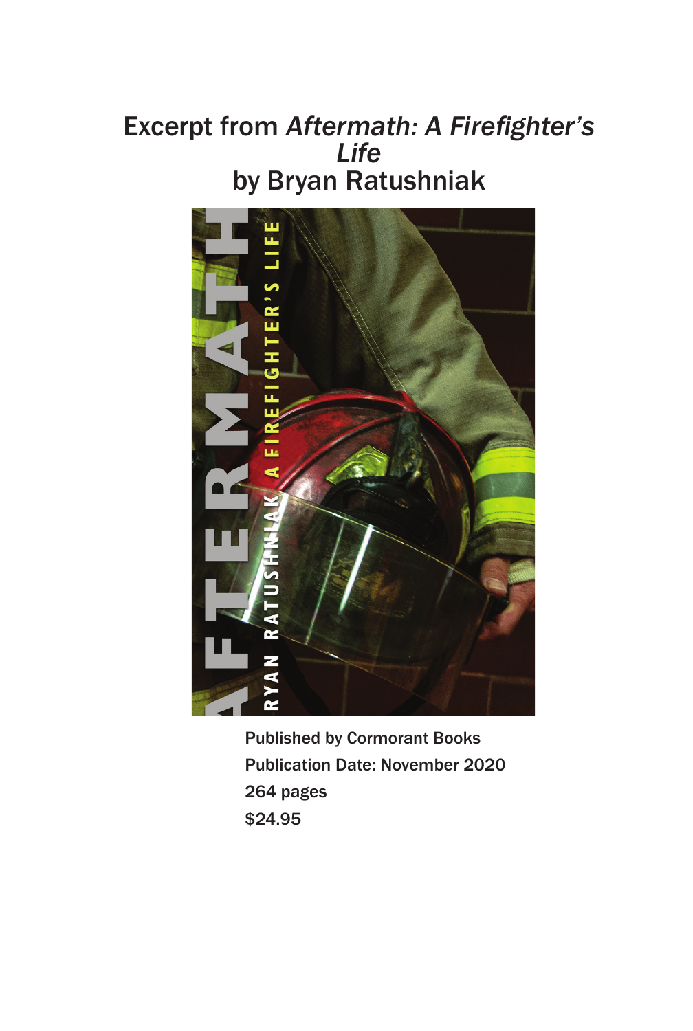# Excerpt from *Aftermath: A Firefighter's Life* by Bryan Ratushniak

Published by Cormorant Books

Publication Date: November 2020

264 pages

$24.95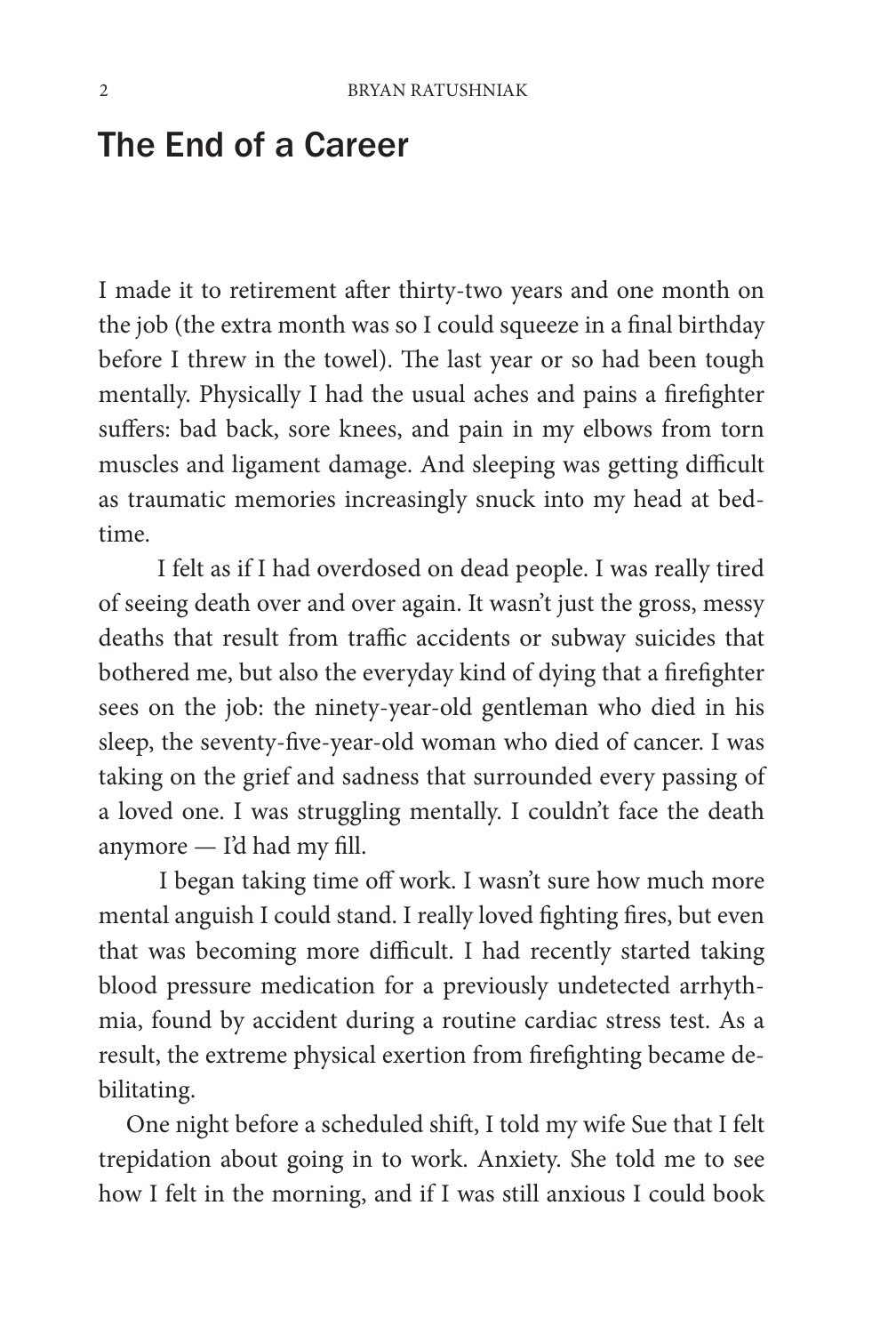# The End of a Career

I made it to retirement after thirty-two years and one month on the job (the extra month was so I could squeeze in a final birthday before I threw in the towel). The last year or so had been tough mentally. Physically I had the usual aches and pains a firefighter suffers: bad back, sore knees, and pain in my elbows from torn muscles and ligament damage. And sleeping was getting difficult as traumatic memories increasingly snuck into my head at bedtime.

I felt as if I had overdosed on dead people. I was really tired of seeing death over and over again. It wasn't just the gross, messy deaths that result from traffic accidents or subway suicides that bothered me, but also the everyday kind of dying that a firefighter sees on the job: the ninety-year-old gentleman who died in his sleep, the seventy-five-year-old woman who died of cancer. I was taking on the grief and sadness that surrounded every passing of a loved one. I was struggling mentally. I couldn't face the death anymore — I'd had my fill.

I began taking time off work. I wasn't sure how much more mental anguish I could stand. I really loved fighting fires, but even that was becoming more difficult. I had recently started taking blood pressure medication for a previously undetected arrhythmia, found by accident during a routine cardiac stress test. As a result, the extreme physical exertion from firefighting became debilitating.

One night before a scheduled shift, I told my wife Sue that I felt trepidation about going in to work. Anxiety. She told me to see how I felt in the morning, and if I was still anxious I could book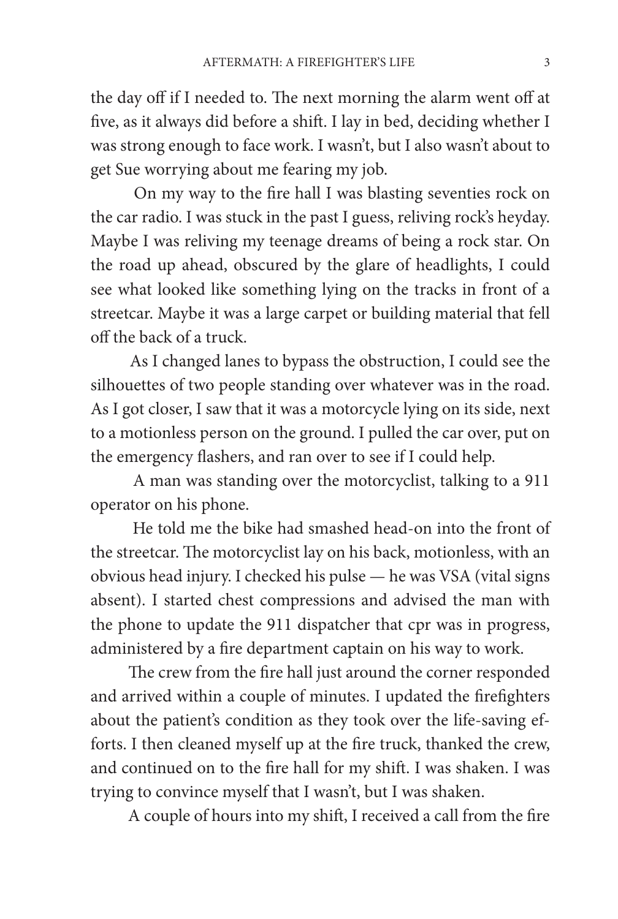the day off if I needed to. The next morning the alarm went off at five, as it always did before a shift. I lay in bed, deciding whether I was strong enough to face work. I wasn't, but I also wasn't about to get Sue worrying about me fearing my job.

On my way to the fire hall I was blasting seventies rock on the car radio. I was stuck in the past I guess, reliving rock's heyday. Maybe I was reliving my teenage dreams of being a rock star. On the road up ahead, obscured by the glare of headlights, I could see what looked like something lying on the tracks in front of a streetcar. Maybe it was a large carpet or building material that fell off the back of a truck.

As I changed lanes to bypass the obstruction, I could see the silhouettes of two people standing over whatever was in the road. As I got closer, I saw that it was a motorcycle lying on its side, next to a motionless person on the ground. I pulled the car over, put on the emergency flashers, and ran over to see if I could help.

A man was standing over the motorcyclist, talking to a 911 operator on his phone.

He told me the bike had smashed head-on into the front of the streetcar. The motorcyclist lay on his back, motionless, with an obvious head injury. I checked his pulse — he was VSA (vital signs absent). I started chest compressions and advised the man with the phone to update the 911 dispatcher that cpr was in progress, administered by a fire department captain on his way to work.

The crew from the fire hall just around the corner responded and arrived within a couple of minutes. I updated the firefighters about the patient's condition as they took over the life-saving efforts. I then cleaned myself up at the fire truck, thanked the crew, and continued on to the fire hall for my shift. I was shaken. I was trying to convince myself that I wasn't, but I was shaken.

A couple of hours into my shift, I received a call from the fire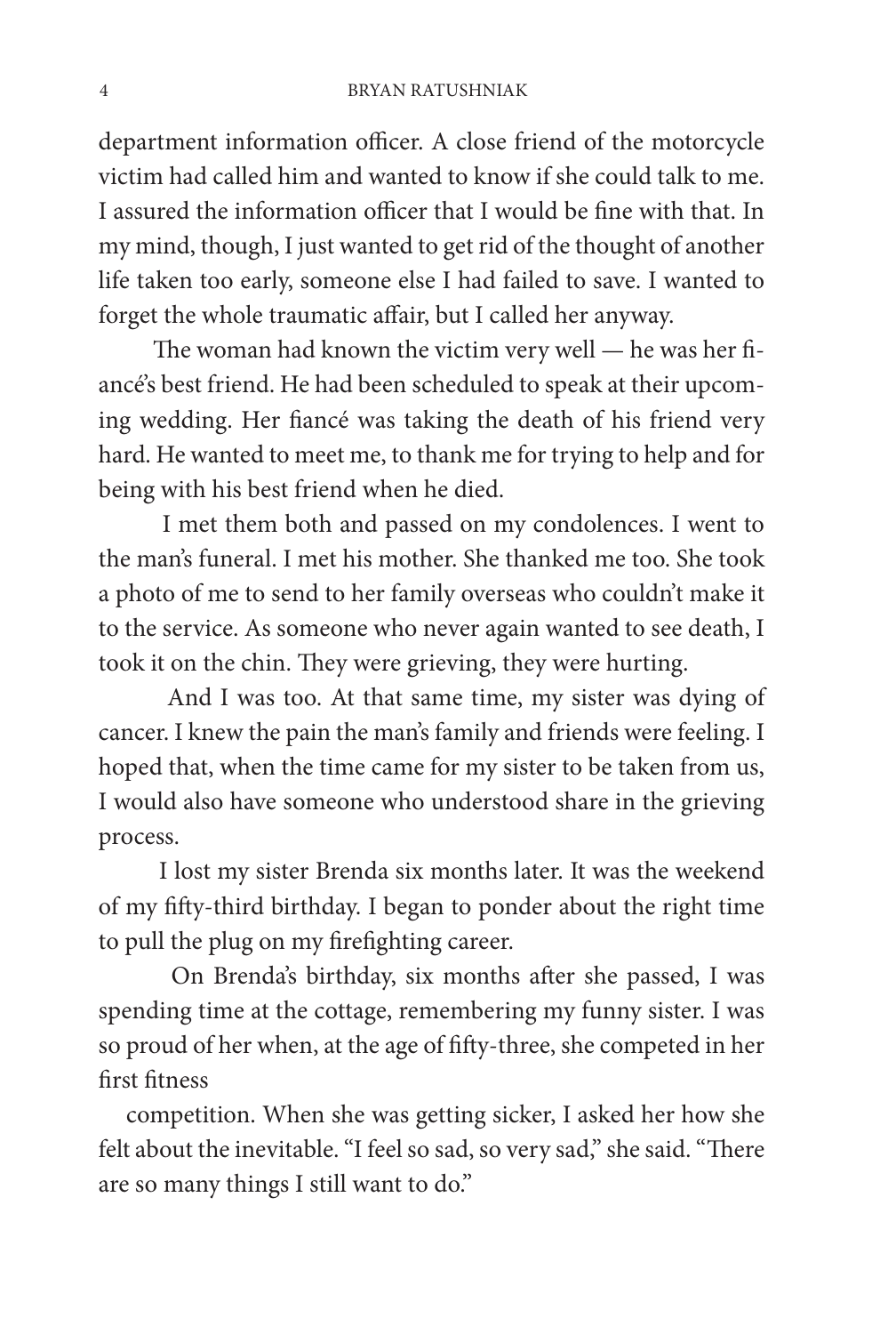department information officer. A close friend of the motorcycle victim had called him and wanted to know if she could talk to me. I assured the information officer that I would be fine with that. In my mind, though, I just wanted to get rid of the thought of another life taken too early, someone else I had failed to save. I wanted to forget the whole traumatic affair, but I called her anyway.

The woman had known the victim very well — he was her fiancé's best friend. He had been scheduled to speak at their upcoming wedding. Her fiancé was taking the death of his friend very hard. He wanted to meet me, to thank me for trying to help and for being with his best friend when he died.

I met them both and passed on my condolences. I went to the man's funeral. I met his mother. She thanked me too. She took a photo of me to send to her family overseas who couldn't make it to the service. As someone who never again wanted to see death, I took it on the chin. They were grieving, they were hurting.

And I was too. At that same time, my sister was dying of cancer. I knew the pain the man's family and friends were feeling. I hoped that, when the time came for my sister to be taken from us, I would also have someone who understood share in the grieving process.

I lost my sister Brenda six months later. It was the weekend of my fifty-third birthday. I began to ponder about the right time to pull the plug on my firefighting career.

On Brenda's birthday, six months after she passed, I was spending time at the cottage, remembering my funny sister. I was so proud of her when, at the age of fifty-three, she competed in her first fitness competition. When she was getting sicker, I asked her how she felt about the inevitable. "I feel so sad, so very sad," she said. "There are so many things I still want to do."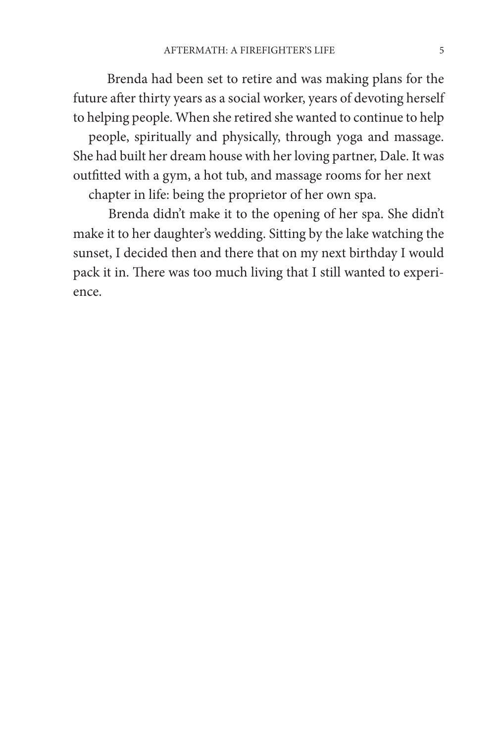Brenda had been set to retire and was making plans for the future after thirty years as a social worker, years of devoting herself to helping people. When she retired she wanted to continue to help people, spiritually and physically, through yoga and massage. She had built her dream house with her loving partner, Dale. It was outfitted with a gym, a hot tub, and massage rooms for her next chapter in life: being the proprietor of her own spa.

Brenda didn't make it to the opening of her spa. She didn't make it to her daughter's wedding. Sitting by the lake watching the sunset, I decided then and there that on my next birthday I would pack it in. There was too much living that I still wanted to experience.